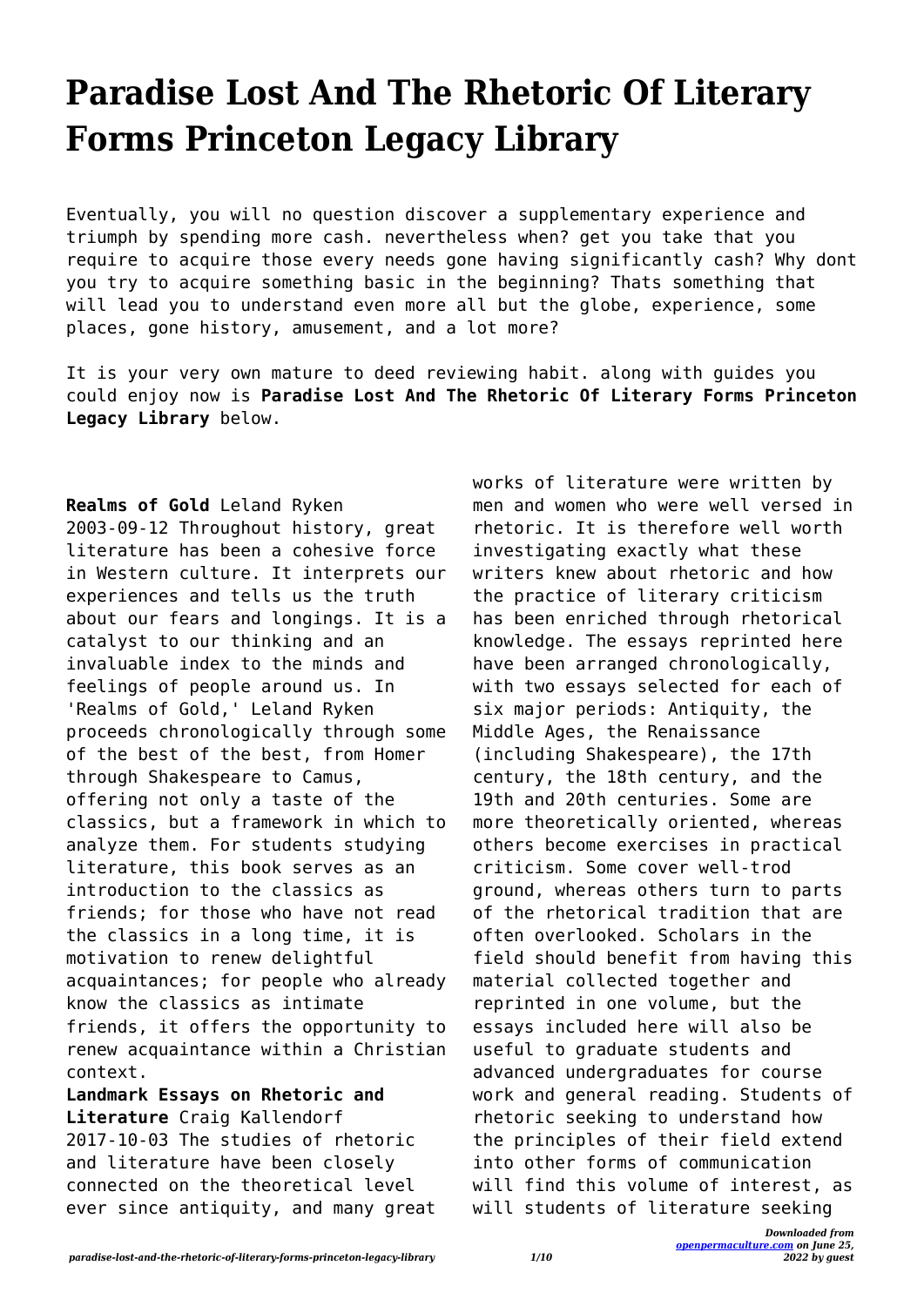# Paradise Lost And The Rhetoric Of Literary Forms Princeton Legacy Library

Eventually, you will no question discover a supplementary experience and triumph by spending more cash. nevertheless when? get you take that you require to acquire those every needs gone having significantly cash? Why dont you try to acquire something basic in the beginning? Thats something that will lead you to understand even more all but the globe, experience, some places, gone history, amusement, and a lot more?

It is your very own mature to deed reviewing habit. along with guides you could enjoy now is **Paradise Lost And The Rhetoric Of Literary Forms Princeton Legacy Library** below.

**Realms of Gold** Leland Ryken 2003-09-12 Throughout history, great literature has been a cohesive force in Western culture. It interprets our experiences and tells us the truth about our fears and longings. It is a catalyst to our thinking and an invaluable index to the minds and feelings of people around us. In 'Realms of Gold,' Leland Ryken proceeds chronologically through some of the best of the best, from Homer through Shakespeare to Camus, offering not only a taste of the classics, but a framework in which to analyze them. For students studying literature, this book serves as an introduction to the classics as friends; for those who have not read the classics in a long time, it is motivation to renew delightful acquaintances; for people who already know the classics as intimate friends, it offers the opportunity to renew acquaintance within a Christian context.

**Landmark Essays on Rhetoric and Literature** Craig Kallendorf 2017-10-03 The studies of rhetoric and literature have been closely connected on the theoretical level ever since antiquity, and many great works of literature were written by men and women who were well versed in rhetoric. It is therefore well worth investigating exactly what these writers knew about rhetoric and how the practice of literary criticism has been enriched through rhetorical knowledge. The essays reprinted here have been arranged chronologically, with two essays selected for each of six major periods: Antiquity, the Middle Ages, the Renaissance (including Shakespeare), the 17th century, the 18th century, and the 19th and 20th centuries. Some are more theoretically oriented, whereas others become exercises in practical criticism. Some cover well-trod ground, whereas others turn to parts of the rhetorical tradition that are often overlooked. Scholars in the field should benefit from having this material collected together and reprinted in one volume, but the essays included here will also be useful to graduate students and advanced undergraduates for course work and general reading. Students of rhetoric seeking to understand how the principles of their field extend into other forms of communication will find this volume of interest, as will students of literature seeking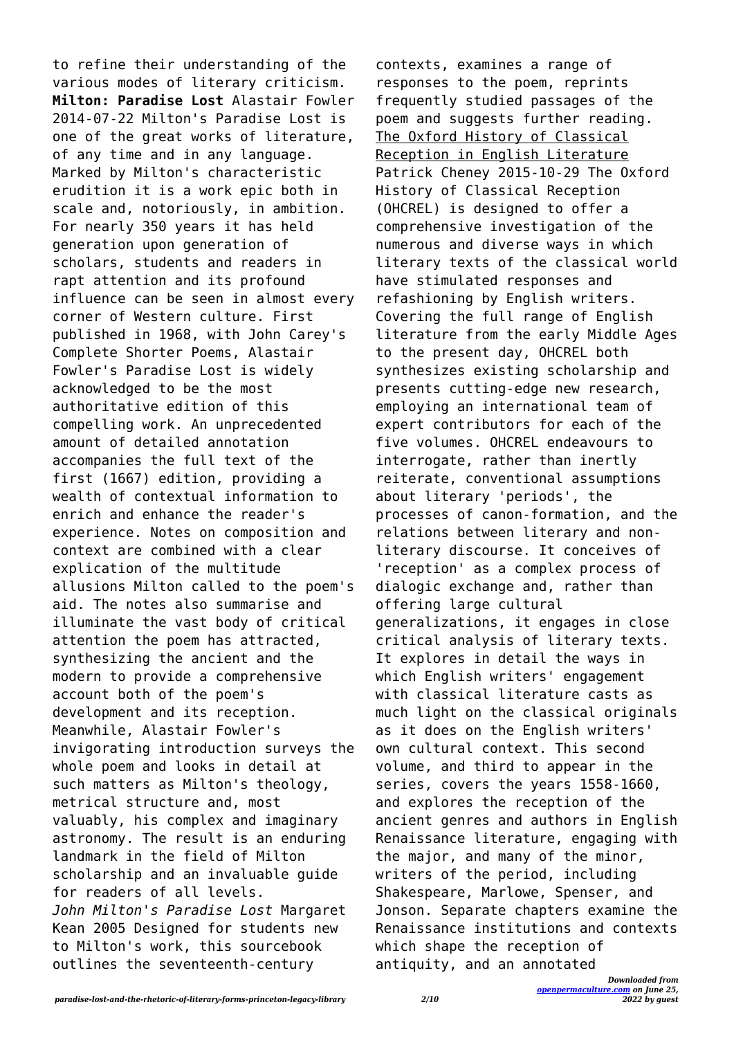to refine their understanding of the various modes of literary criticism.

**Milton: Paradise Lost** Alastair Fowler 2014-07-22 Milton's Paradise Lost is one of the great works of literature, of any time and in any language. Marked by Milton's characteristic erudition it is a work epic both in scale and, notoriously, in ambition. For nearly 350 years it has held generation upon generation of scholars, students and readers in rapt attention and its profound influence can be seen in almost every corner of Western culture. First published in 1968, with John Carey's Complete Shorter Poems, Alastair Fowler's Paradise Lost is widely acknowledged to be the most authoritative edition of this compelling work. An unprecedented amount of detailed annotation accompanies the full text of the first (1667) edition, providing a wealth of contextual information to enrich and enhance the reader's experience. Notes on composition and context are combined with a clear explication of the multitude allusions Milton called to the poem's aid. The notes also summarise and illuminate the vast body of critical attention the poem has attracted, synthesizing the ancient and the modern to provide a comprehensive account both of the poem's development and its reception. Meanwhile, Alastair Fowler's invigorating introduction surveys the whole poem and looks in detail at such matters as Milton's theology, metrical structure and, most valuably, his complex and imaginary astronomy. The result is an enduring landmark in the field of Milton scholarship and an invaluable guide for readers of all levels.

*John Milton's Paradise Lost* Margaret Kean 2005 Designed for students new to Milton's work, this sourcebook outlines the seventeenth-century contexts, examines a range of responses to the poem, reprints frequently studied passages of the poem and suggests further reading.

The Oxford History of Classical Reception in English Literature Patrick Cheney 2015-10-29 The Oxford History of Classical Reception (OHCREL) is designed to offer a comprehensive investigation of the numerous and diverse ways in which literary texts of the classical world have stimulated responses and refashioning by English writers. Covering the full range of English literature from the early Middle Ages to the present day, OHCREL both synthesizes existing scholarship and presents cutting-edge new research, employing an international team of expert contributors for each of the five volumes. OHCREL endeavours to interrogate, rather than inertly reiterate, conventional assumptions about literary 'periods', the processes of canon-formation, and the relations between literary and non-literary discourse. It conceives of 'reception' as a complex process of dialogic exchange and, rather than offering large cultural generalizations, it engages in close critical analysis of literary texts. It explores in detail the ways in which English writers' engagement with classical literature casts as much light on the classical originals as it does on the English writers' own cultural context. This second volume, and third to appear in the series, covers the years 1558-1660, and explores the reception of the ancient genres and authors in English Renaissance literature, engaging with the major, and many of the minor, writers of the period, including Shakespeare, Marlowe, Spenser, and Jonson. Separate chapters examine the Renaissance institutions and contexts which shape the reception of antiquity, and an annotated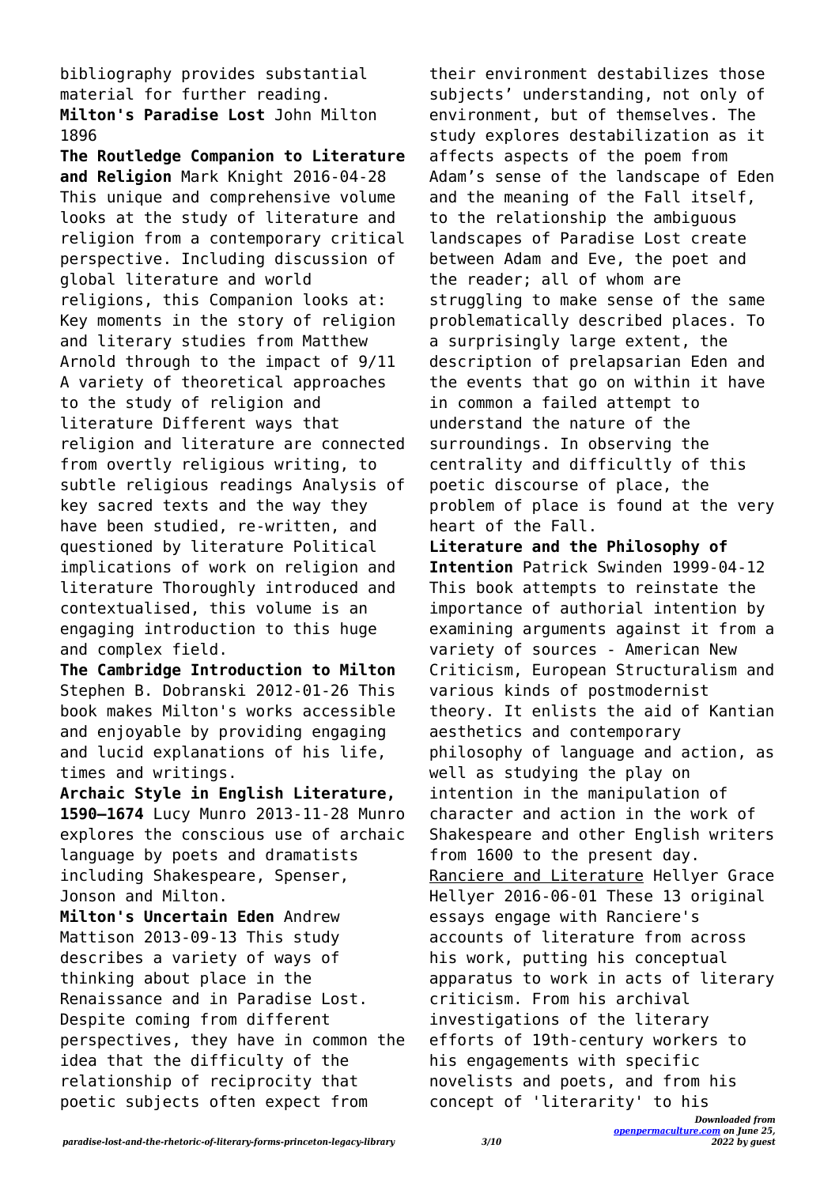bibliography provides substantial material for further reading.

**Milton's Paradise Lost** John Milton 1896

**The Routledge Companion to Literature and Religion** Mark Knight 2016-04-28 This unique and comprehensive volume looks at the study of literature and religion from a contemporary critical perspective. Including discussion of global literature and world religions, this Companion looks at: Key moments in the story of religion and literary studies from Matthew Arnold through to the impact of 9/11 A variety of theoretical approaches to the study of religion and literature Different ways that religion and literature are connected from overtly religious writing, to subtle religious readings Analysis of key sacred texts and the way they have been studied, re-written, and questioned by literature Political implications of work on religion and literature Thoroughly introduced and contextualised, this volume is an engaging introduction to this huge and complex field.

**The Cambridge Introduction to Milton** Stephen B. Dobranski 2012-01-26 This book makes Milton's works accessible and enjoyable by providing engaging and lucid explanations of his life, times and writings.

**Archaic Style in English Literature, 1590–1674** Lucy Munro 2013-11-28 Munro explores the conscious use of archaic language by poets and dramatists including Shakespeare, Spenser, Jonson and Milton.

**Milton's Uncertain Eden** Andrew Mattison 2013-09-13 This study describes a variety of ways of thinking about place in the Renaissance and in Paradise Lost. Despite coming from different perspectives, they have in common the idea that the difficulty of the relationship of reciprocity that poetic subjects often expect from their environment destabilizes those subjects' understanding, not only of environment, but of themselves. The study explores destabilization as it affects aspects of the poem from Adam's sense of the landscape of Eden and the meaning of the Fall itself, to the relationship the ambiguous landscapes of Paradise Lost create between Adam and Eve, the poet and the reader; all of whom are struggling to make sense of the same problematically described places. To a surprisingly large extent, the description of prelapsarian Eden and the events that go on within it have in common a failed attempt to understand the nature of the surroundings. In observing the centrality and difficultly of this poetic discourse of place, the problem of place is found at the very heart of the Fall.

**Literature and the Philosophy of Intention** Patrick Swinden 1999-04-12 This book attempts to reinstate the importance of authorial intention by examining arguments against it from a variety of sources - American New Criticism, European Structuralism and various kinds of postmodernist theory. It enlists the aid of Kantian aesthetics and contemporary philosophy of language and action, as well as studying the play on intention in the manipulation of character and action in the work of Shakespeare and other English writers from 1600 to the present day.

Ranciere and Literature Hellyer Grace Hellyer 2016-06-01 These 13 original essays engage with Ranciere's accounts of literature from across his work, putting his conceptual apparatus to work in acts of literary criticism. From his archival investigations of the literary efforts of 19th-century workers to his engagements with specific novelists and poets, and from his concept of 'literarity' to his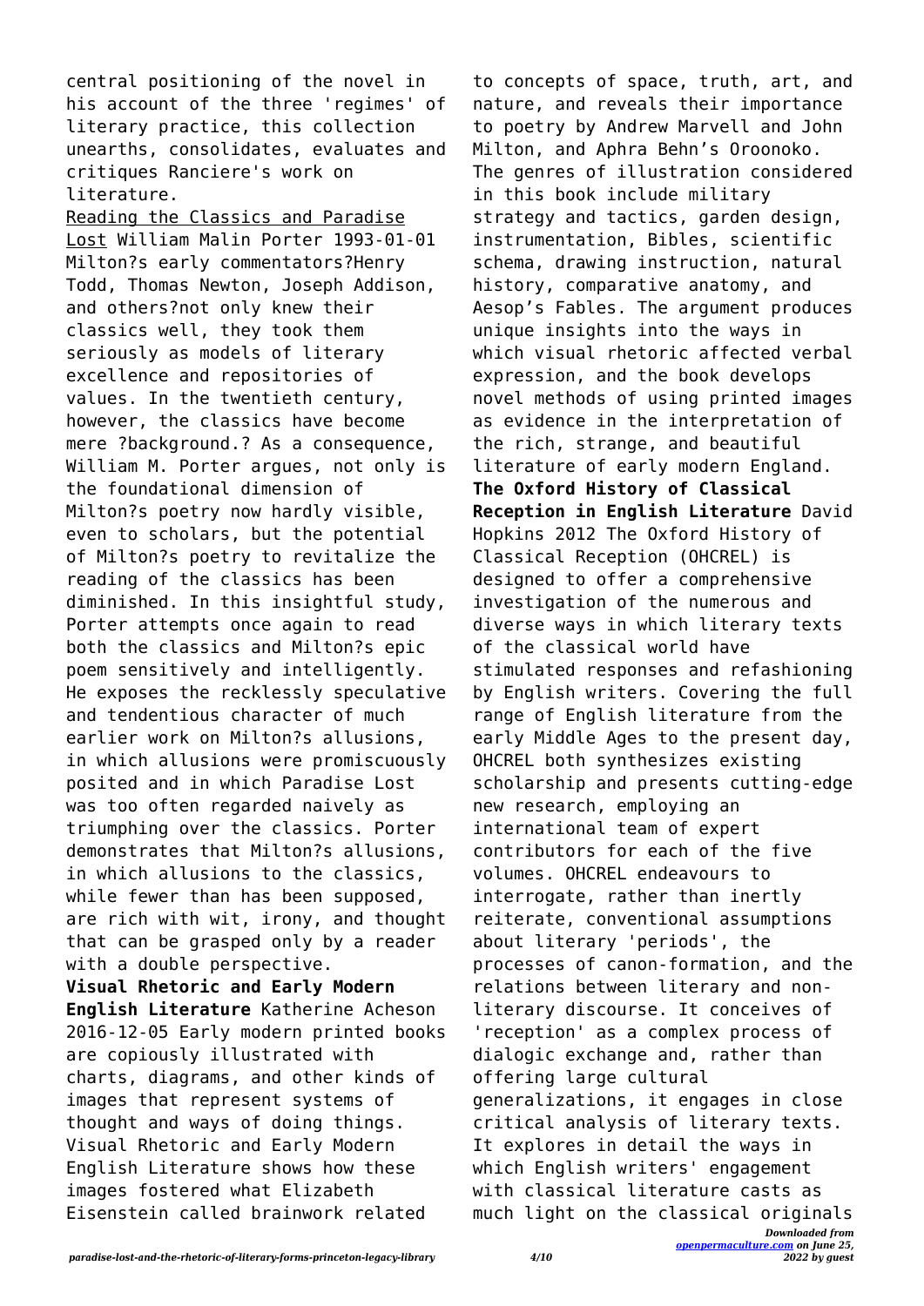central positioning of the novel in his account of the three 'regimes' of literary practice, this collection unearths, consolidates, evaluates and critiques Ranciere's work on literature.

Reading the Classics and Paradise Lost William Malin Porter 1993-01-01 Milton?s early commentators?Henry Todd, Thomas Newton, Joseph Addison, and others?not only knew their classics well, they took them seriously as models of literary excellence and repositories of values. In the twentieth century, however, the classics have become mere ?background.? As a consequence, William M. Porter argues, not only is the foundational dimension of Milton?s poetry now hardly visible, even to scholars, but the potential of Milton?s poetry to revitalize the reading of the classics has been diminished. In this insightful study, Porter attempts once again to read both the classics and Milton?s epic poem sensitively and intelligently. He exposes the recklessly speculative and tendentious character of much earlier work on Milton?s allusions, in which allusions were promiscuously posited and in which Paradise Lost was too often regarded naively as triumphing over the classics. Porter demonstrates that Milton?s allusions, in which allusions to the classics, while fewer than has been supposed, are rich with wit, irony, and thought that can be grasped only by a reader with a double perspective.

**Visual Rhetoric and Early Modern English Literature** Katherine Acheson 2016-12-05 Early modern printed books are copiously illustrated with charts, diagrams, and other kinds of images that represent systems of thought and ways of doing things. Visual Rhetoric and Early Modern English Literature shows how these images fostered what Elizabeth Eisenstein called brainwork related to concepts of space, truth, art, and nature, and reveals their importance to poetry by Andrew Marvell and John Milton, and Aphra Behn's Oroonoko. The genres of illustration considered in this book include military strategy and tactics, garden design, instrumentation, Bibles, scientific schema, drawing instruction, natural history, comparative anatomy, and Aesop's Fables. The argument produces unique insights into the ways in which visual rhetoric affected verbal expression, and the book develops novel methods of using printed images as evidence in the interpretation of the rich, strange, and beautiful literature of early modern England.

**The Oxford History of Classical Reception in English Literature** David Hopkins 2012 The Oxford History of Classical Reception (OHCREL) is designed to offer a comprehensive investigation of the numerous and diverse ways in which literary texts of the classical world have stimulated responses and refashioning by English writers. Covering the full range of English literature from the early Middle Ages to the present day, OHCREL both synthesizes existing scholarship and presents cutting-edge new research, employing an international team of expert contributors for each of the five volumes. OHCREL endeavours to interrogate, rather than inertly reiterate, conventional assumptions about literary 'periods', the processes of canon-formation, and the relations between literary and non-literary discourse. It conceives of 'reception' as a complex process of dialogic exchange and, rather than offering large cultural generalizations, it engages in close critical analysis of literary texts. It explores in detail the ways in which English writers' engagement with classical literature casts as much light on the classical originals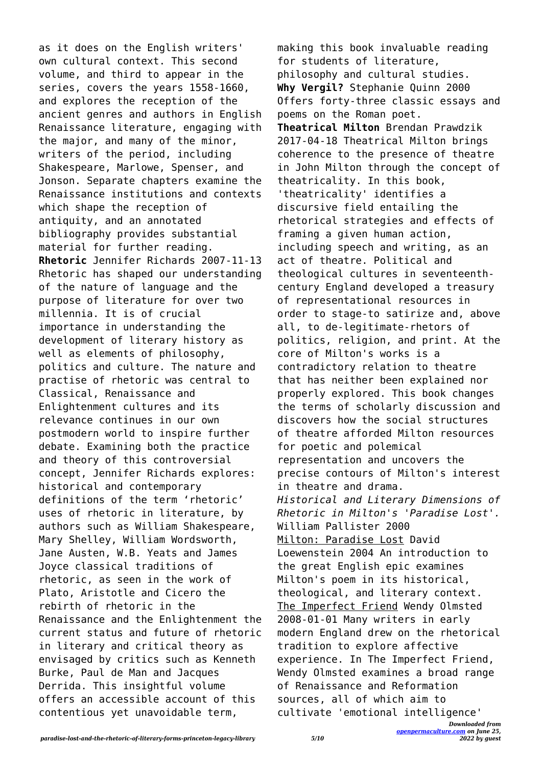as it does on the English writers' own cultural context. This second volume, and third to appear in the series, covers the years 1558-1660, and explores the reception of the ancient genres and authors in English Renaissance literature, engaging with the major, and many of the minor, writers of the period, including Shakespeare, Marlowe, Spenser, and Jonson. Separate chapters examine the Renaissance institutions and contexts which shape the reception of antiquity, and an annotated bibliography provides substantial material for further reading.

**Rhetoric** Jennifer Richards 2007-11-13 Rhetoric has shaped our understanding of the nature of language and the purpose of literature for over two millennia. It is of crucial importance in understanding the development of literary history as well as elements of philosophy, politics and culture. The nature and practise of rhetoric was central to Classical, Renaissance and Enlightenment cultures and its relevance continues in our own postmodern world to inspire further debate. Examining both the practice and theory of this controversial concept, Jennifer Richards explores: historical and contemporary definitions of the term 'rhetoric' uses of rhetoric in literature, by authors such as William Shakespeare, Mary Shelley, William Wordsworth, Jane Austen, W.B. Yeats and James Joyce classical traditions of rhetoric, as seen in the work of Plato, Aristotle and Cicero the rebirth of rhetoric in the Renaissance and the Enlightenment the current status and future of rhetoric in literary and critical theory as envisaged by critics such as Kenneth Burke, Paul de Man and Jacques Derrida. This insightful volume offers an accessible account of this contentious yet unavoidable term, making this book invaluable reading for students of literature, philosophy and cultural studies.

**Why Vergil?** Stephanie Quinn 2000 Offers forty-three classic essays and poems on the Roman poet.

**Theatrical Milton** Brendan Prawdzik 2017-04-18 Theatrical Milton brings coherence to the presence of theatre in John Milton through the concept of theatricality. In this book, 'theatricality' identifies a discursive field entailing the rhetorical strategies and effects of framing a given human action, including speech and writing, as an act of theatre. Political and theological cultures in seventeenth-century England developed a treasury of representational resources in order to stage-to satirize and, above all, to de-legitimate-rhetors of politics, religion, and print. At the core of Milton's works is a contradictory relation to theatre that has neither been explained nor properly explored. This book changes the terms of scholarly discussion and discovers how the social structures of theatre afforded Milton resources for poetic and polemical representation and uncovers the precise contours of Milton's interest in theatre and drama.

*Historical and Literary Dimensions of Rhetoric in Milton's 'Paradise Lost'.* William Pallister 2000

Milton: Paradise Lost David Loewenstein 2004 An introduction to the great English epic examines Milton's poem in its historical, theological, and literary context.

The Imperfect Friend Wendy Olmsted 2008-01-01 Many writers in early modern England drew on the rhetorical tradition to explore affective experience. In The Imperfect Friend, Wendy Olmsted examines a broad range of Renaissance and Reformation sources, all of which aim to cultivate 'emotional intelligence'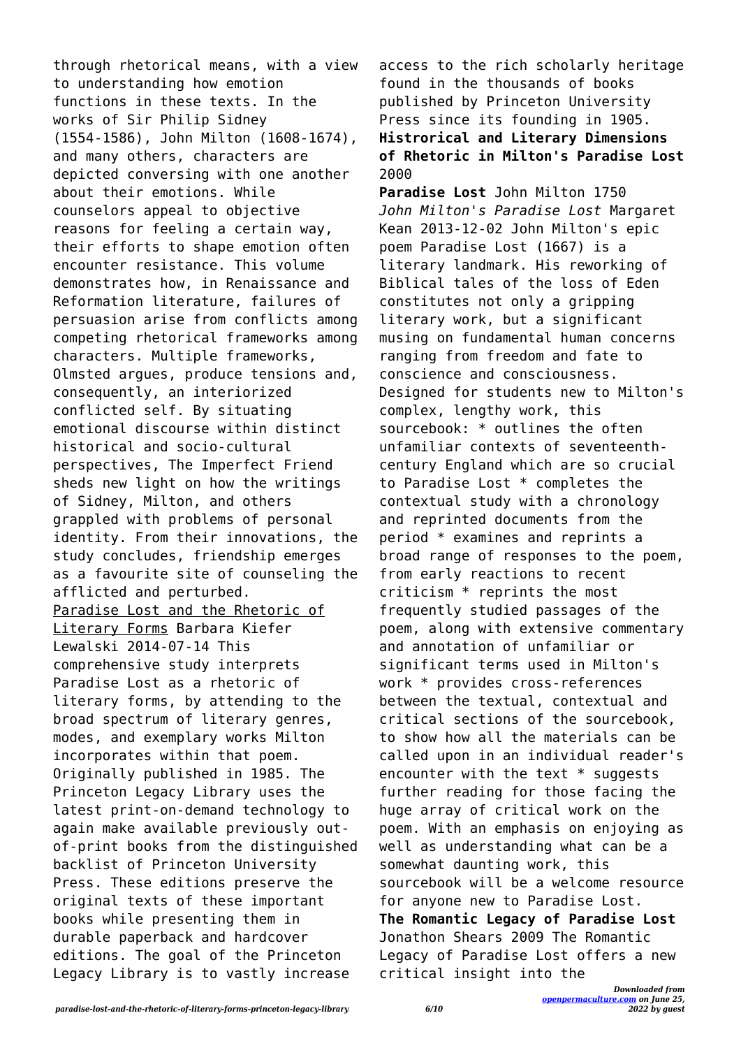through rhetorical means, with a view to understanding how emotion functions in these texts. In the works of Sir Philip Sidney (1554-1586), John Milton (1608-1674), and many others, characters are depicted conversing with one another about their emotions. While counselors appeal to objective reasons for feeling a certain way, their efforts to shape emotion often encounter resistance. This volume demonstrates how, in Renaissance and Reformation literature, failures of persuasion arise from conflicts among competing rhetorical frameworks among characters. Multiple frameworks, Olmsted argues, produce tensions and, consequently, an interiorized conflicted self. By situating emotional discourse within distinct historical and socio-cultural perspectives, The Imperfect Friend sheds new light on how the writings of Sidney, Milton, and others grappled with problems of personal identity. From their innovations, the study concludes, friendship emerges as a favourite site of counseling the afflicted and perturbed.

Paradise Lost and the Rhetoric of Literary Forms Barbara Kiefer Lewalski 2014-07-14 This comprehensive study interprets Paradise Lost as a rhetoric of literary forms, by attending to the broad spectrum of literary genres, modes, and exemplary works Milton incorporates within that poem. Originally published in 1985. The Princeton Legacy Library uses the latest print-on-demand technology to again make available previously out-of-print books from the distinguished backlist of Princeton University Press. These editions preserve the original texts of these important books while presenting them in durable paperback and hardcover editions. The goal of the Princeton Legacy Library is to vastly increase access to the rich scholarly heritage found in the thousands of books published by Princeton University Press since its founding in 1905.

**Histrorical and Literary Dimensions of Rhetoric in Milton's Paradise Lost** 2000

**Paradise Lost** John Milton 1750

*John Milton's Paradise Lost* Margaret Kean 2013-12-02 John Milton's epic poem Paradise Lost (1667) is a literary landmark. His reworking of Biblical tales of the loss of Eden constitutes not only a gripping literary work, but a significant musing on fundamental human concerns ranging from freedom and fate to conscience and consciousness. Designed for students new to Milton's complex, lengthy work, this sourcebook: * outlines the often unfamiliar contexts of seventeenth-century England which are so crucial to Paradise Lost * completes the contextual study with a chronology and reprinted documents from the period * examines and reprints a broad range of responses to the poem, from early reactions to recent criticism * reprints the most frequently studied passages of the poem, along with extensive commentary and annotation of unfamiliar or significant terms used in Milton's work * provides cross-references between the textual, contextual and critical sections of the sourcebook, to show how all the materials can be called upon in an individual reader's encounter with the text * suggests further reading for those facing the huge array of critical work on the poem. With an emphasis on enjoying as well as understanding what can be a somewhat daunting work, this sourcebook will be a welcome resource for anyone new to Paradise Lost.

**The Romantic Legacy of Paradise Lost** Jonathon Shears 2009 The Romantic Legacy of Paradise Lost offers a new critical insight into the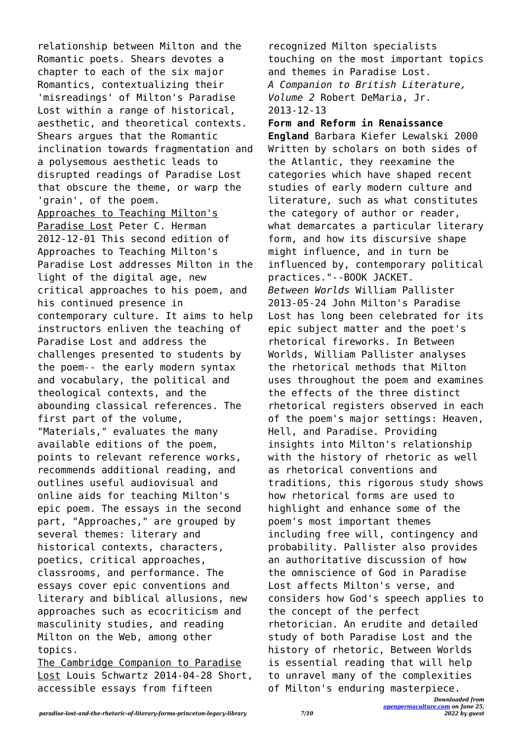relationship between Milton and the Romantic poets. Shears devotes a chapter to each of the six major Romantics, contextualizing their 'misreadings' of Milton's Paradise Lost within a range of historical, aesthetic, and theoretical contexts. Shears argues that the Romantic inclination towards fragmentation and a polysemous aesthetic leads to disrupted readings of Paradise Lost that obscure the theme, or warp the 'grain', of the poem.

Approaches to Teaching Milton's Paradise Lost Peter C. Herman 2012-12-01 This second edition of Approaches to Teaching Milton's Paradise Lost addresses Milton in the light of the digital age, new critical approaches to his poem, and his continued presence in contemporary culture. It aims to help instructors enliven the teaching of Paradise Lost and address the challenges presented to students by the poem-- the early modern syntax and vocabulary, the political and theological contexts, and the abounding classical references. The first part of the volume, "Materials," evaluates the many available editions of the poem, points to relevant reference works, recommends additional reading, and outlines useful audiovisual and online aids for teaching Milton's epic poem. The essays in the second part, "Approaches," are grouped by several themes: literary and historical contexts, characters, poetics, critical approaches, classrooms, and performance. The essays cover epic conventions and literary and biblical allusions, new approaches such as ecocriticism and masculinity studies, and reading Milton on the Web, among other topics.

The Cambridge Companion to Paradise Lost Louis Schwartz 2014-04-28 Short, accessible essays from fifteen recognized Milton specialists touching on the most important topics and themes in Paradise Lost.

*A Companion to British Literature, Volume 2* Robert DeMaria, Jr. 2013-12-13

**Form and Reform in Renaissance England** Barbara Kiefer Lewalski 2000 Written by scholars on both sides of the Atlantic, they reexamine the categories which have shaped recent studies of early modern culture and literature, such as what constitutes the category of author or reader, what demarcates a particular literary form, and how its discursive shape might influence, and in turn be influenced by, contemporary political practices."--BOOK JACKET.

*Between Worlds* William Pallister 2013-05-24 John Milton's Paradise Lost has long been celebrated for its epic subject matter and the poet's rhetorical fireworks. In Between Worlds, William Pallister analyses the rhetorical methods that Milton uses throughout the poem and examines the effects of the three distinct rhetorical registers observed in each of the poem's major settings: Heaven, Hell, and Paradise. Providing insights into Milton's relationship with the history of rhetoric as well as rhetorical conventions and traditions, this rigorous study shows how rhetorical forms are used to highlight and enhance some of the poem's most important themes including free will, contingency and probability. Pallister also provides an authoritative discussion of how the omniscience of God in Paradise Lost affects Milton's verse, and considers how God's speech applies to the concept of the perfect rhetorician. An erudite and detailed study of both Paradise Lost and the history of rhetoric, Between Worlds is essential reading that will help to unravel many of the complexities of Milton's enduring masterpiece.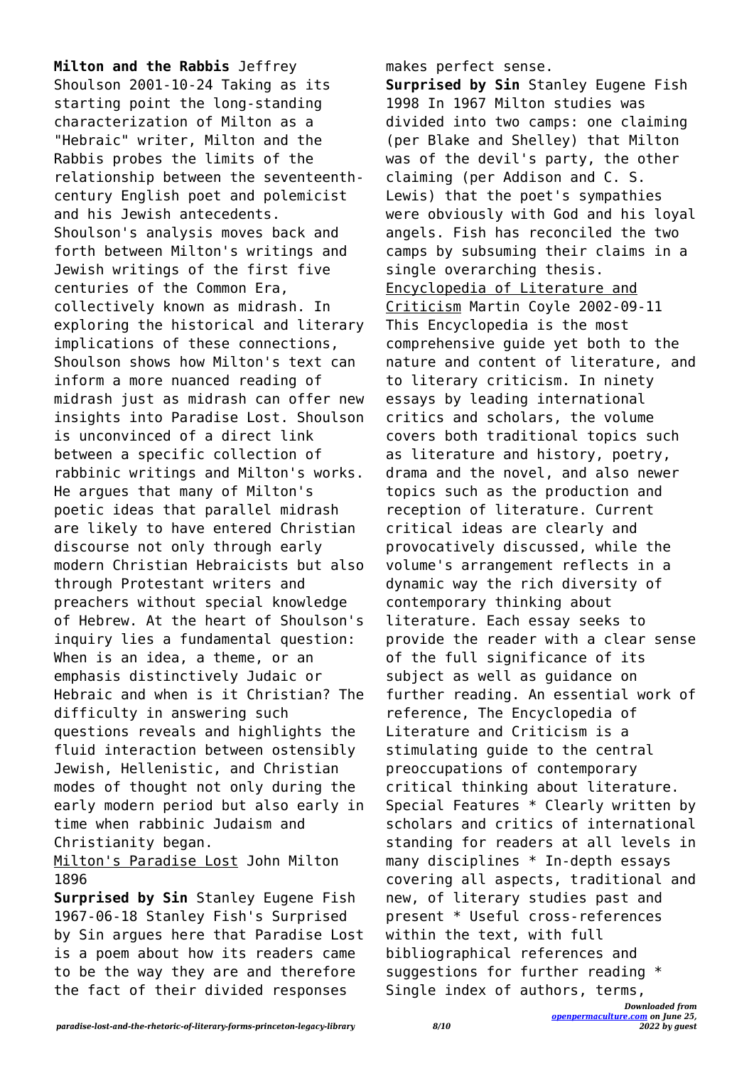**Milton and the Rabbis** Jeffrey Shoulson 2001-10-24 Taking as its starting point the long-standing characterization of Milton as a "Hebraic" writer, Milton and the Rabbis probes the limits of the relationship between the seventeenth-century English poet and polemicist and his Jewish antecedents. Shoulson's analysis moves back and forth between Milton's writings and Jewish writings of the first five centuries of the Common Era, collectively known as midrash. In exploring the historical and literary implications of these connections, Shoulson shows how Milton's text can inform a more nuanced reading of midrash just as midrash can offer new insights into Paradise Lost. Shoulson is unconvinced of a direct link between a specific collection of rabbinic writings and Milton's works. He argues that many of Milton's poetic ideas that parallel midrash are likely to have entered Christian discourse not only through early modern Christian Hebraicists but also through Protestant writers and preachers without special knowledge of Hebrew. At the heart of Shoulson's inquiry lies a fundamental question: When is an idea, a theme, or an emphasis distinctively Judaic or Hebraic and when is it Christian? The difficulty in answering such questions reveals and highlights the fluid interaction between ostensibly Jewish, Hellenistic, and Christian modes of thought not only during the early modern period but also early in time when rabbinic Judaism and Christianity began.

Milton's Paradise Lost John Milton 1896

**Surprised by Sin** Stanley Eugene Fish 1967-06-18 Stanley Fish's Surprised by Sin argues here that Paradise Lost is a poem about how its readers came to be the way they are and therefore the fact of their divided responses makes perfect sense.

**Surprised by Sin** Stanley Eugene Fish 1998 In 1967 Milton studies was divided into two camps: one claiming (per Blake and Shelley) that Milton was of the devil's party, the other claiming (per Addison and C. S. Lewis) that the poet's sympathies were obviously with God and his loyal angels. Fish has reconciled the two camps by subsuming their claims in a single overarching thesis.

Encyclopedia of Literature and Criticism Martin Coyle 2002-09-11 This Encyclopedia is the most comprehensive guide yet both to the nature and content of literature, and to literary criticism. In ninety essays by leading international critics and scholars, the volume covers both traditional topics such as literature and history, poetry, drama and the novel, and also newer topics such as the production and reception of literature. Current critical ideas are clearly and provocatively discussed, while the volume's arrangement reflects in a dynamic way the rich diversity of contemporary thinking about literature. Each essay seeks to provide the reader with a clear sense of the full significance of its subject as well as guidance on further reading. An essential work of reference, The Encyclopedia of Literature and Criticism is a stimulating guide to the central preoccupations of contemporary critical thinking about literature. Special Features * Clearly written by scholars and critics of international standing for readers at all levels in many disciplines * In-depth essays covering all aspects, traditional and new, of literary studies past and present * Useful cross-references within the text, with full bibliographical references and suggestions for further reading * Single index of authors, terms,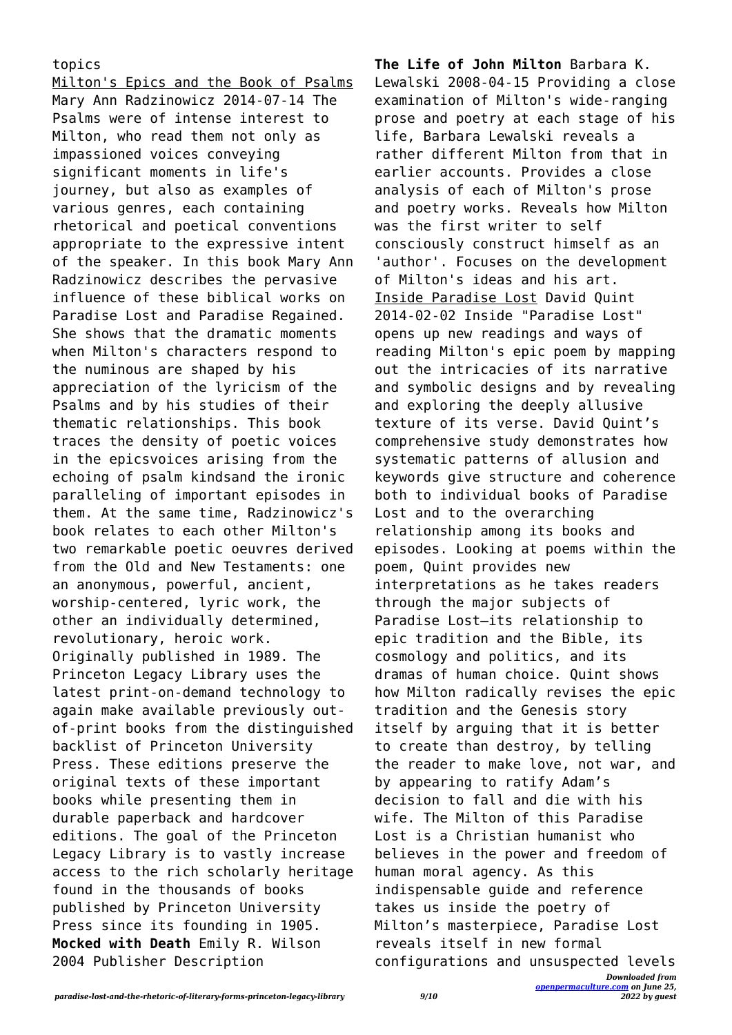topics

Milton's Epics and the Book of Psalms Mary Ann Radzinowicz 2014-07-14 The Psalms were of intense interest to Milton, who read them not only as impassioned voices conveying significant moments in life's journey, but also as examples of various genres, each containing rhetorical and poetical conventions appropriate to the expressive intent of the speaker. In this book Mary Ann Radzinowicz describes the pervasive influence of these biblical works on Paradise Lost and Paradise Regained. She shows that the dramatic moments when Milton's characters respond to the numinous are shaped by his appreciation of the lyricism of the Psalms and by his studies of their thematic relationships. This book traces the density of poetic voices in the epicsvoices arising from the echoing of psalm kindsand the ironic paralleling of important episodes in them. At the same time, Radzinowicz's book relates to each other Milton's two remarkable poetic oeuvres derived from the Old and New Testaments: one an anonymous, powerful, ancient, worship-centered, lyric work, the other an individually determined, revolutionary, heroic work. Originally published in 1989. The Princeton Legacy Library uses the latest print-on-demand technology to again make available previously out-of-print books from the distinguished backlist of Princeton University Press. These editions preserve the original texts of these important books while presenting them in durable paperback and hardcover editions. The goal of the Princeton Legacy Library is to vastly increase access to the rich scholarly heritage found in the thousands of books published by Princeton University Press since its founding in 1905.

**Mocked with Death** Emily R. Wilson 2004 Publisher Description

**The Life of John Milton** Barbara K. Lewalski 2008-04-15 Providing a close examination of Milton's wide-ranging prose and poetry at each stage of his life, Barbara Lewalski reveals a rather different Milton from that in earlier accounts. Provides a close analysis of each of Milton's prose and poetry works. Reveals how Milton was the first writer to self consciously construct himself as an 'author'. Focuses on the development of Milton's ideas and his art.

Inside Paradise Lost David Quint 2014-02-02 Inside "Paradise Lost" opens up new readings and ways of reading Milton's epic poem by mapping out the intricacies of its narrative and symbolic designs and by revealing and exploring the deeply allusive texture of its verse. David Quint's comprehensive study demonstrates how systematic patterns of allusion and keywords give structure and coherence both to individual books of Paradise Lost and to the overarching relationship among its books and episodes. Looking at poems within the poem, Quint provides new interpretations as he takes readers through the major subjects of Paradise Lost—its relationship to epic tradition and the Bible, its cosmology and politics, and its dramas of human choice. Quint shows how Milton radically revises the epic tradition and the Genesis story itself by arguing that it is better to create than destroy, by telling the reader to make love, not war, and by appearing to ratify Adam's decision to fall and die with his wife. The Milton of this Paradise Lost is a Christian humanist who believes in the power and freedom of human moral agency. As this indispensable guide and reference takes us inside the poetry of Milton's masterpiece, Paradise Lost reveals itself in new formal configurations and unsuspected levels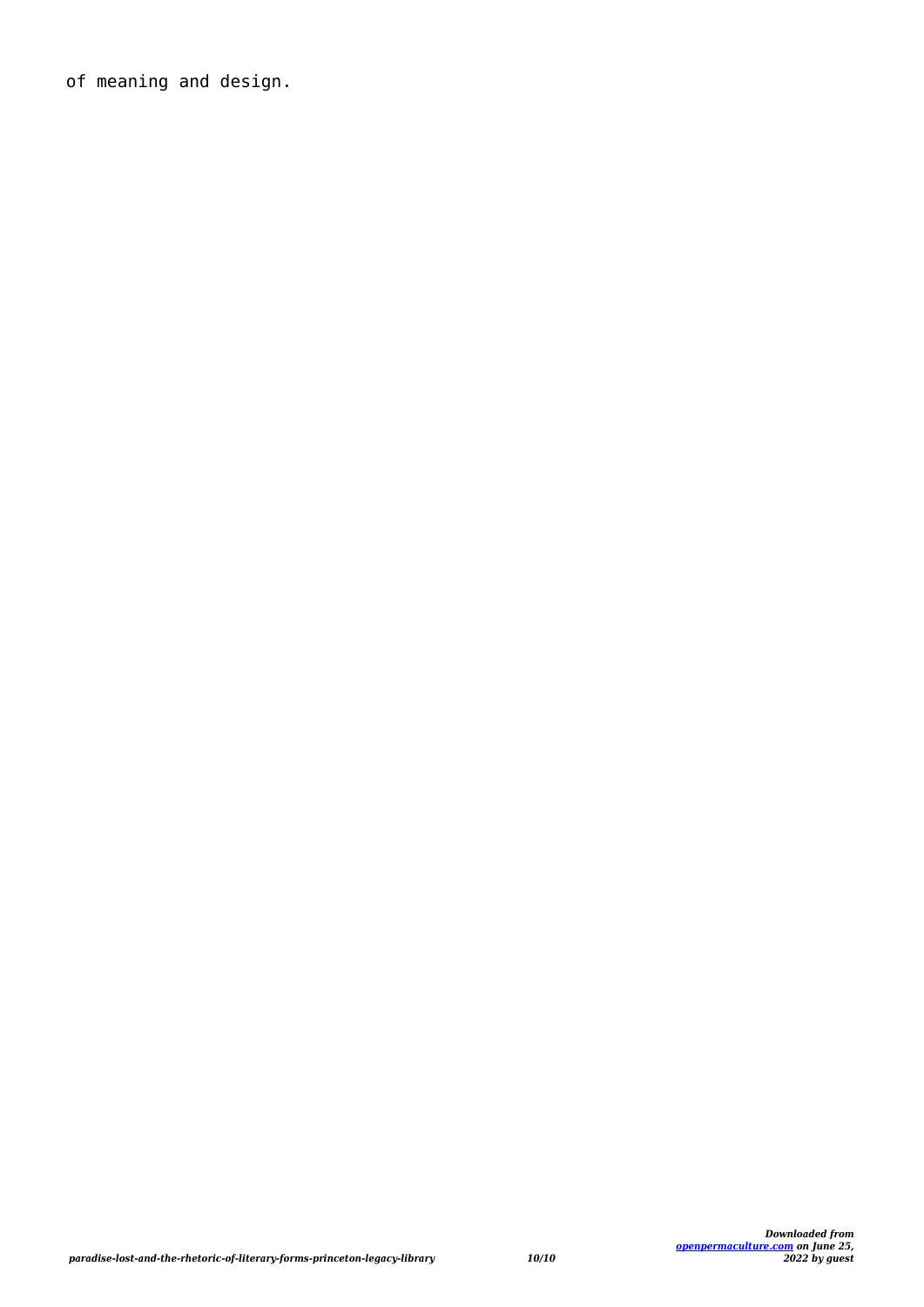of meaning and design.